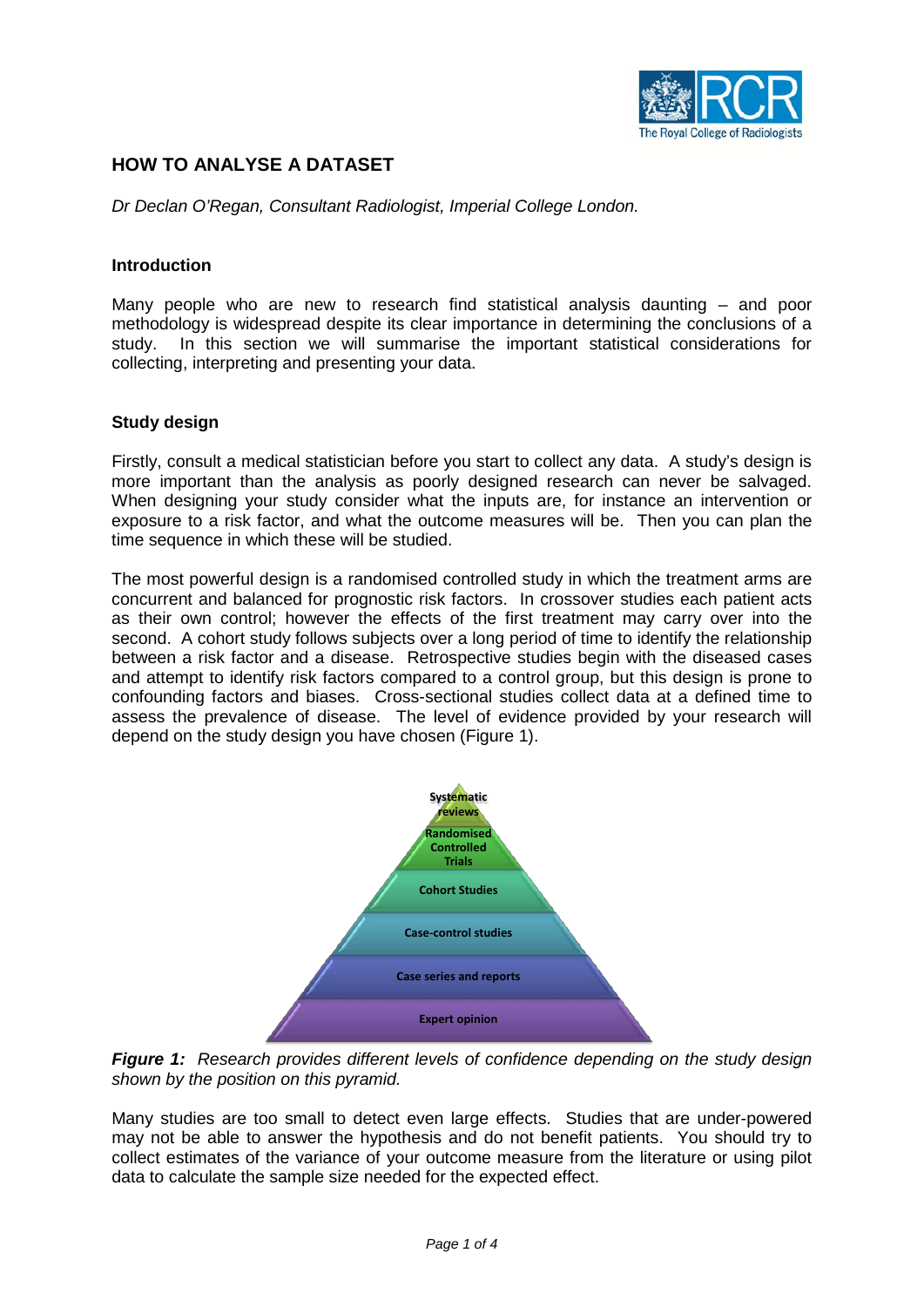## HOW TO ANALYSE A DATASET

*Dr Declan O'Regan, Consultant Radiologist, Imperial College London.*

### Introduction

Many people who are new to research find statistical analysis daunting – and poor methodology is widespread despite its clear importance in determining the conclusions of a study. In this section we will summarise the important statistical considerations for collecting, interpreting and presenting your data.

### Study design

Firstly, consult a medical statistician before you start to collect any data. A study's design is more important than the analysis as poorly designed research can never be salvaged. When designing your study consider what the inputs are, for instance an intervention or exposure to a risk factor, and what the outcome measures will be. Then you can plan the time sequence in which these will be studied.

The most powerful design is a randomised controlled study in which the treatment arms are concurrent and balanced for prognostic risk factors. In crossover studies each patient acts as their own control; however the effects of the first treatment may carry over into the second. A cohort study follows subjects over a long period of time to identify the relationship between a risk factor and a disease. Retrospective studies begin with the diseased cases and attempt to identify risk factors compared to a control group, but this design is prone to confounding factors and biases. Cross-sectional studies collect data at a defined time to assess the prevalence of disease. The level of evidence provided by your research will depend on the study design you have chosen (Figure 1).

Systematic reviews
Randomised Controlled Trials
Cohort Studies
Case-control studies
Case series and reports
Expert opinion

***Figure 1:*** *Research provides different levels of confidence depending on the study design shown by the position on this pyramid.*

Many studies are too small to detect even large effects. Studies that are under-powered may not be able to answer the hypothesis and do not benefit patients. You should try to collect estimates of the variance of your outcome measure from the literature or using pilot data to calculate the sample size needed for the expected effect.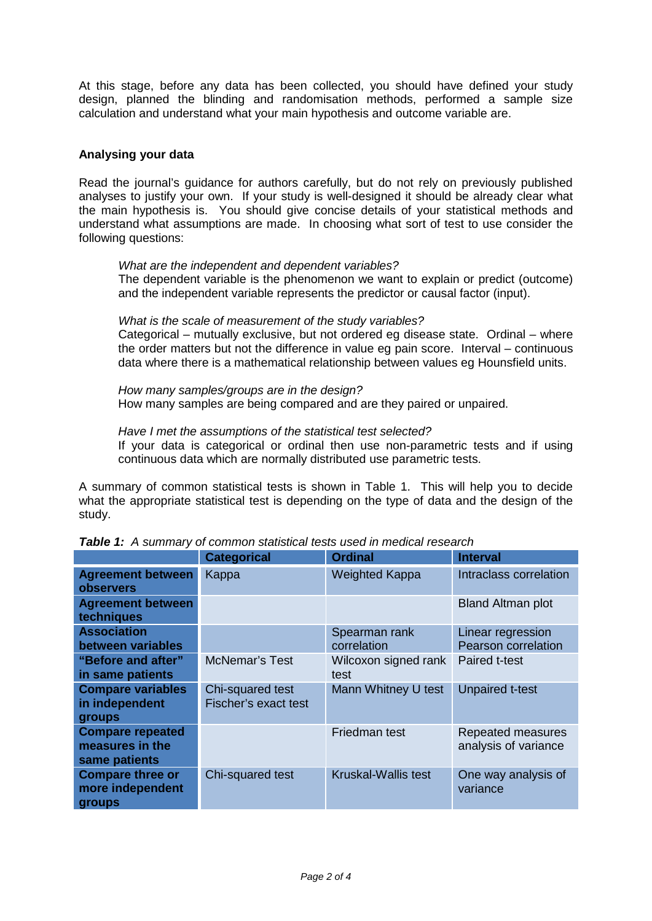At this stage, before any data has been collected, you should have defined your study design, planned the blinding and randomisation methods, performed a sample size calculation and understand what your main hypothesis and outcome variable are.

**Analysing your data**

Read the journal's guidance for authors carefully, but do not rely on previously published analyses to justify your own. If your study is well-designed it should be already clear what the main hypothesis is. You should give concise details of your statistical methods and understand what assumptions are made. In choosing what sort of test to use consider the following questions:

> *What are the independent and dependent variables?*
> The dependent variable is the phenomenon we want to explain or predict (outcome) and the independent variable represents the predictor or causal factor (input).
>
> *What is the scale of measurement of the study variables?*
> Categorical – mutually exclusive, but not ordered eg disease state. Ordinal – where the order matters but not the difference in value eg pain score. Interval – continuous data where there is a mathematical relationship between values eg Hounsfield units.
>
> *How many samples/groups are in the design?*
> How many samples are being compared and are they paired or unpaired.
>
> *Have I met the assumptions of the statistical test selected?*
> If your data is categorical or ordinal then use non-parametric tests and if using continuous data which are normally distributed use parametric tests.

A summary of common statistical tests is shown in Table 1. This will help you to decide what the appropriate statistical test is depending on the type of data and the design of the study.

***Table 1:*** *A summary of common statistical tests used in medical research*

| | **Categorical** | **Ordinal** | **Interval** |
|---|---|---|---|
| **Agreement between observers** | Kappa | Weighted Kappa | Intraclass correlation |
| **Agreement between techniques** | | | Bland Altman plot |
| **Association between variables** | | Spearman rank correlation | Linear regression<br>Pearson correlation |
| **"Before and after" in same patients** | McNemar's Test | Wilcoxon signed rank test | Paired t-test |
| **Compare variables in independent groups** | Chi-squared test<br>Fischer's exact test | Mann Whitney U test | Unpaired t-test |
| **Compare repeated measures in the same patients** | | Friedman test | Repeated measures analysis of variance |
| **Compare three or more independent groups** | Chi-squared test | Kruskal-Wallis test | One way analysis of variance |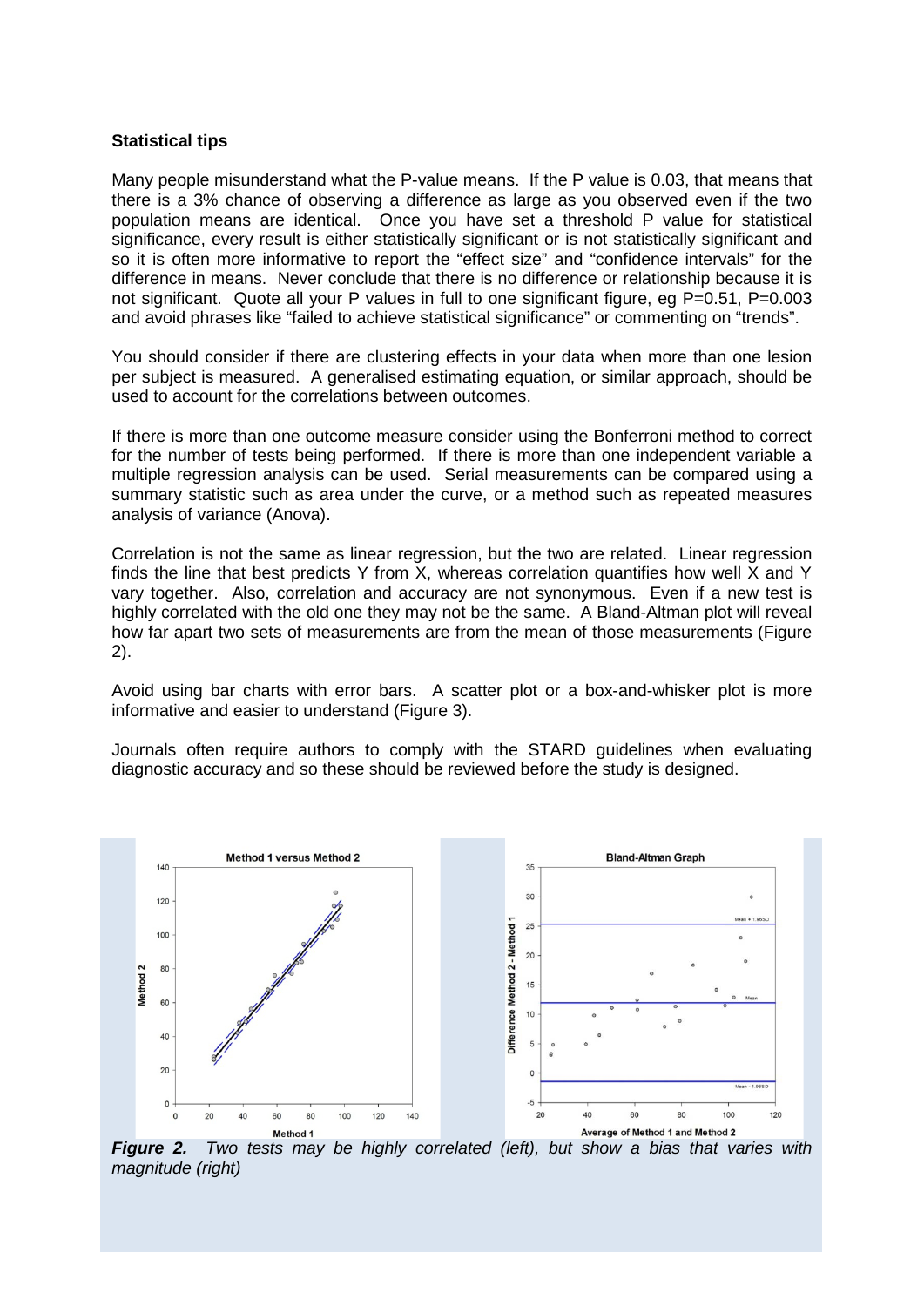**Statistical tips**

Many people misunderstand what the P-value means. If the P value is 0.03, that means that there is a 3% chance of observing a difference as large as you observed even if the two population means are identical. Once you have set a threshold P value for statistical significance, every result is either statistically significant or is not statistically significant and so it is often more informative to report the "effect size" and "confidence intervals" for the difference in means. Never conclude that there is no difference or relationship because it is not significant. Quote all your P values in full to one significant figure, eg P=0.51, P=0.003 and avoid phrases like "failed to achieve statistical significance" or commenting on "trends".

You should consider if there are clustering effects in your data when more than one lesion per subject is measured. A generalised estimating equation, or similar approach, should be used to account for the correlations between outcomes.

If there is more than one outcome measure consider using the Bonferroni method to correct for the number of tests being performed. If there is more than one independent variable a multiple regression analysis can be used. Serial measurements can be compared using a summary statistic such as area under the curve, or a method such as repeated measures analysis of variance (Anova).

Correlation is not the same as linear regression, but the two are related. Linear regression finds the line that best predicts Y from X, whereas correlation quantifies how well X and Y vary together. Also, correlation and accuracy are not synonymous. Even if a new test is highly correlated with the old one they may not be the same. A Bland-Altman plot will reveal how far apart two sets of measurements are from the mean of those measurements (Figure 2).

Avoid using bar charts with error bars. A scatter plot or a box-and-whisker plot is more informative and easier to understand (Figure 3).

Journals often require authors to comply with the STARD guidelines when evaluating diagnostic accuracy and so these should be reviewed before the study is designed.

***Figure 2.*** *Two tests may be highly correlated (left), but show a bias that varies with magnitude (right)*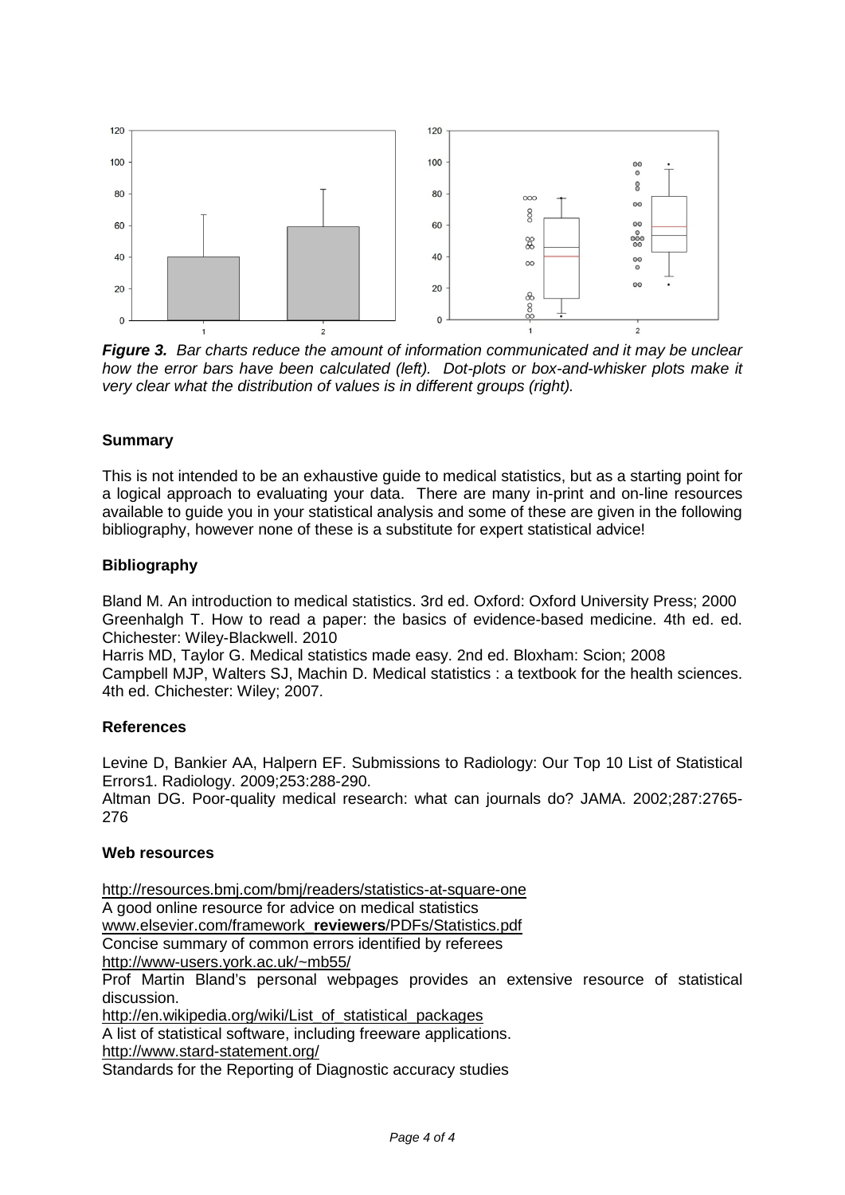120
100
80
60
40
20
0
1
2

120
100
80
60
40
20
0
1
2

***Figure 3.*** *Bar charts reduce the amount of information communicated and it may be unclear how the error bars have been calculated (left). Dot-plots or box-and-whisker plots make it very clear what the distribution of values is in different groups (right).*

## Summary

This is not intended to be an exhaustive guide to medical statistics, but as a starting point for a logical approach to evaluating your data. There are many in-print and on-line resources available to guide you in your statistical analysis and some of these are given in the following bibliography, however none of these is a substitute for expert statistical advice!

## Bibliography

Bland M. An introduction to medical statistics. 3rd ed. Oxford: Oxford University Press; 2000
Greenhalgh T. How to read a paper: the basics of evidence-based medicine. 4th ed. ed. Chichester: Wiley-Blackwell. 2010
Harris MD, Taylor G. Medical statistics made easy. 2nd ed. Bloxham: Scion; 2008
Campbell MJP, Walters SJ, Machin D. Medical statistics : a textbook for the health sciences. 4th ed. Chichester: Wiley; 2007.

## References

Levine D, Bankier AA, Halpern EF. Submissions to Radiology: Our Top 10 List of Statistical Errors1. Radiology. 2009;253:288-290.
Altman DG. Poor-quality medical research: what can journals do? JAMA. 2002;287:2765-276

## Web resources

http://resources.bmj.com/bmj/readers/statistics-at-square-one
A good online resource for advice on medical statistics
www.elsevier.com/framework_**reviewers**/PDFs/Statistics.pdf
Concise summary of common errors identified by referees
http://www-users.york.ac.uk/~mb55/
Prof Martin Bland's personal webpages provides an extensive resource of statistical discussion.
http://en.wikipedia.org/wiki/List_of_statistical_packages
A list of statistical software, including freeware applications.
http://www.stard-statement.org/
Standards for the Reporting of Diagnostic accuracy studies